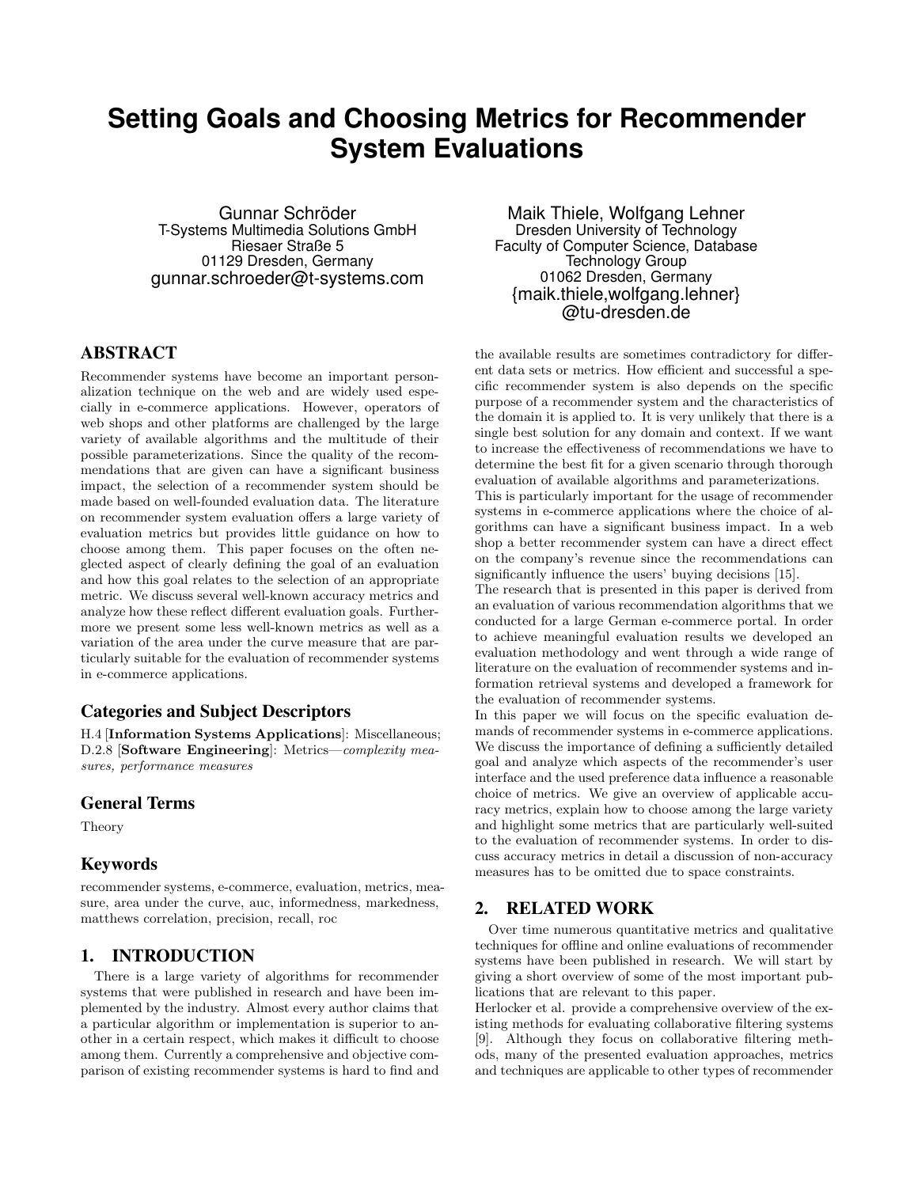# Setting Goals and Choosing Metrics for Recommender System Evaluations

Gunnar Schröder
T-Systems Multimedia Solutions GmbH
Riesaer Straße 5
01129 Dresden, Germany
gunnar.schroeder@t-systems.com

Maik Thiele, Wolfgang Lehner
Dresden University of Technology
Faculty of Computer Science, Database Technology Group
01062 Dresden, Germany
{maik.thiele,wolfgang.lehner}@tu-dresden.de

## ABSTRACT

Recommender systems have become an important personalization technique on the web and are widely used especially in e-commerce applications. However, operators of web shops and other platforms are challenged by the large variety of available algorithms and the multitude of their possible parameterizations. Since the quality of the recommendations that are given can have a significant business impact, the selection of a recommender system should be made based on well-founded evaluation data. The literature on recommender system evaluation offers a large variety of evaluation metrics but provides little guidance on how to choose among them. This paper focuses on the often neglected aspect of clearly defining the goal of an evaluation and how this goal relates to the selection of an appropriate metric. We discuss several well-known accuracy metrics and analyze how these reflect different evaluation goals. Furthermore we present some less well-known metrics as well as a variation of the area under the curve measure that are particularly suitable for the evaluation of recommender systems in e-commerce applications.

### Categories and Subject Descriptors

H.4 [**Information Systems Applications**]: Miscellaneous; D.2.8 [**Software Engineering**]: Metrics—*complexity measures, performance measures*

### General Terms

Theory

### Keywords

recommender systems, e-commerce, evaluation, metrics, measure, area under the curve, auc, informedness, markedness, matthews correlation, precision, recall, roc

## 1. INTRODUCTION

There is a large variety of algorithms for recommender systems that were published in research and have been implemented by the industry. Almost every author claims that a particular algorithm or implementation is superior to another in a certain respect, which makes it difficult to choose among them. Currently a comprehensive and objective comparison of existing recommender systems is hard to find and the available results are sometimes contradictory for different data sets or metrics. How efficient and successful a specific recommender system is also depends on the specific purpose of a recommender system and the characteristics of the domain it is applied to. It is very unlikely that there is a single best solution for any domain and context. If we want to increase the effectiveness of recommendations we have to determine the best fit for a given scenario through thorough evaluation of available algorithms and parameterizations.

This is particularly important for the usage of recommender systems in e-commerce applications where the choice of algorithms can have a significant business impact. In a web shop a better recommender system can have a direct effect on the company's revenue since the recommendations can significantly influence the users' buying decisions [15].

The research that is presented in this paper is derived from an evaluation of various recommendation algorithms that we conducted for a large German e-commerce portal. In order to achieve meaningful evaluation results we developed an evaluation methodology and went through a wide range of literature on the evaluation of recommender systems and information retrieval systems and developed a framework for the evaluation of recommender systems.

In this paper we will focus on the specific evaluation demands of recommender systems in e-commerce applications. We discuss the importance of defining a sufficiently detailed goal and analyze which aspects of the recommender's user interface and the used preference data influence a reasonable choice of metrics. We give an overview of applicable accuracy metrics, explain how to choose among the large variety and highlight some metrics that are particularly well-suited to the evaluation of recommender systems. In order to discuss accuracy metrics in detail a discussion of non-accuracy measures has to be omitted due to space constraints.

## 2. RELATED WORK

Over time numerous quantitative metrics and qualitative techniques for offline and online evaluations of recommender systems have been published in research. We will start by giving a short overview of some of the most important publications that are relevant to this paper.

Herlocker et al. provide a comprehensive overview of the existing methods for evaluating collaborative filtering systems [9]. Although they focus on collaborative filtering methods, many of the presented evaluation approaches, metrics and techniques are applicable to other types of recommender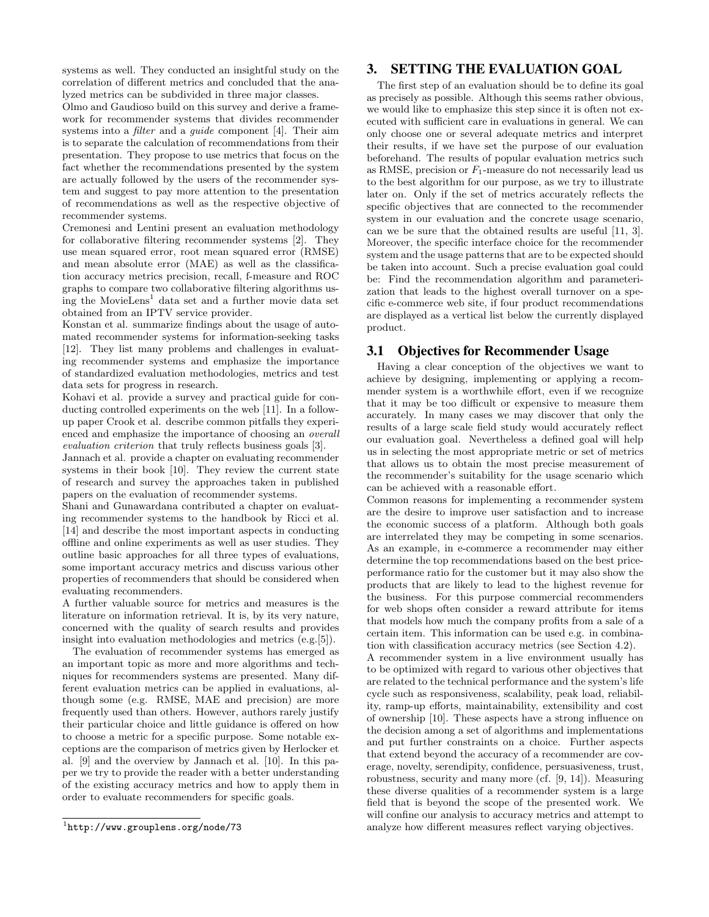systems as well. They conducted an insightful study on the correlation of different metrics and concluded that the analyzed metrics can be subdivided in three major classes.

Olmo and Gaudioso build on this survey and derive a framework for recommender systems that divides recommender systems into a *filter* and a *guide* component [4]. Their aim is to separate the calculation of recommendations from their presentation. They propose to use metrics that focus on the fact whether the recommendations presented by the system are actually followed by the users of the recommender system and suggest to pay more attention to the presentation of recommendations as well as the respective objective of recommender systems.

Cremonesi and Lentini present an evaluation methodology for collaborative filtering recommender systems [2]. They use mean squared error, root mean squared error (RMSE) and mean absolute error (MAE) as well as the classification accuracy metrics precision, recall, f-measure and ROC graphs to compare two collaborative filtering algorithms using the MovieLens[1] data set and a further movie data set obtained from an IPTV service provider.

Konstan et al. summarize findings about the usage of automated recommender systems for information-seeking tasks [12]. They list many problems and challenges in evaluating recommender systems and emphasize the importance of standardized evaluation methodologies, metrics and test data sets for progress in research.

Kohavi et al. provide a survey and practical guide for conducting controlled experiments on the web [11]. In a follow-up paper Crook et al. describe common pitfalls they experienced and emphasize the importance of choosing an *overall evaluation criterion* that truly reflects business goals [3].

Jannach et al. provide a chapter on evaluating recommender systems in their book [10]. They review the current state of research and survey the approaches taken in published papers on the evaluation of recommender systems.

Shani and Gunawardana contributed a chapter on evaluating recommender systems to the handbook by Ricci et al. [14] and describe the most important aspects in conducting offline and online experiments as well as user studies. They outline basic approaches for all three types of evaluations, some important accuracy metrics and discuss various other properties of recommenders that should be considered when evaluating recommenders.

A further valuable source for metrics and measures is the literature on information retrieval. It is, by its very nature, concerned with the quality of search results and provides insight into evaluation methodologies and metrics (e.g.[5]).

The evaluation of recommender systems has emerged as an important topic as more and more algorithms and techniques for recommenders systems are presented. Many different evaluation metrics can be applied in evaluations, although some (e.g. RMSE, MAE and precision) are more frequently used than others. However, authors rarely justify their particular choice and little guidance is offered on how to choose a metric for a specific purpose. Some notable exceptions are the comparison of metrics given by Herlocker et al. [9] and the overview by Jannach et al. [10]. In this paper we try to provide the reader with a better understanding of the existing accuracy metrics and how to apply them in order to evaluate recommenders for specific goals.

[1] http://www.grouplens.org/node/73

# 3. SETTING THE EVALUATION GOAL

The first step of an evaluation should be to define its goal as precisely as possible. Although this seems rather obvious, we would like to emphasize this step since it is often not executed with sufficient care in evaluations in general. We can only choose one or several adequate metrics and interpret their results, if we have set the purpose of our evaluation beforehand. The results of popular evaluation metrics such as RMSE, precision or $F_1$-measure do not necessarily lead us to the best algorithm for our purpose, as we try to illustrate later on. Only if the set of metrics accurately reflects the specific objectives that are connected to the recommender system in our evaluation and the concrete usage scenario, can we be sure that the obtained results are useful [11, 3]. Moreover, the specific interface choice for the recommender system and the usage patterns that are to be expected should be taken into account. Such a precise evaluation goal could be: Find the recommendation algorithm and parameterization that leads to the highest overall turnover on a specific e-commerce web site, if four product recommendations are displayed as a vertical list below the currently displayed product.

## 3.1 Objectives for Recommender Usage

Having a clear conception of the objectives we want to achieve by designing, implementing or applying a recommender system is a worthwhile effort, even if we recognize that it may be too difficult or expensive to measure them accurately. In many cases we may discover that only the results of a large scale field study would accurately reflect our evaluation goal. Nevertheless a defined goal will help us in selecting the most appropriate metric or set of metrics that allows us to obtain the most precise measurement of the recommender's suitability for the usage scenario which can be achieved with a reasonable effort.

Common reasons for implementing a recommender system are the desire to improve user satisfaction and to increase the economic success of a platform. Although both goals are interrelated they may be competing in some scenarios. As an example, in e-commerce a recommender may either determine the top recommendations based on the best price-performance ratio for the customer but it may also show the products that are likely to lead to the highest revenue for the business. For this purpose commercial recommenders for web shops often consider a reward attribute for items that models how much the company profits from a sale of a certain item. This information can be used e.g. in combination with classification accuracy metrics (see Section 4.2).

A recommender system in a live environment usually has to be optimized with regard to various other objectives that are related to the technical performance and the system's life cycle such as responsiveness, scalability, peak load, reliability, ramp-up efforts, maintainability, extensibility and cost of ownership [10]. These aspects have a strong influence on the decision among a set of algorithms and implementations and put further constraints on a choice. Further aspects that extend beyond the accuracy of a recommender are coverage, novelty, serendipity, confidence, persuasiveness, trust, robustness, security and many more (cf. [9, 14]). Measuring these diverse qualities of a recommender system is a large field that is beyond the scope of the presented work. We will confine our analysis to accuracy metrics and attempt to analyze how different measures reflect varying objectives.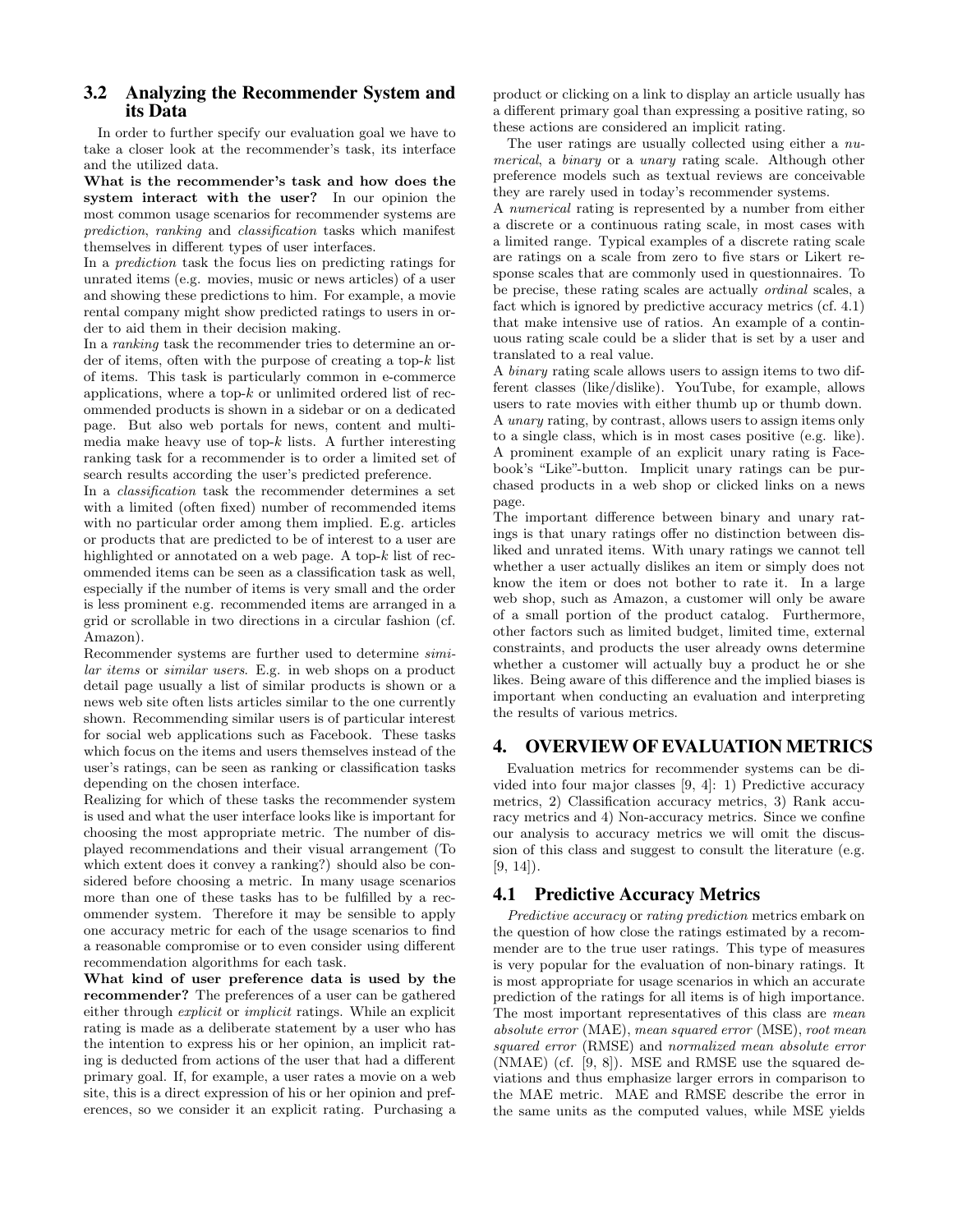### 3.2 Analyzing the Recommender System and its Data

In order to further specify our evaluation goal we have to take a closer look at the recommender's task, its interface and the utilized data.

**What is the recommender's task and how does the system interact with the user?** In our opinion the most common usage scenarios for recommender systems are *prediction*, *ranking* and *classification* tasks which manifest themselves in different types of user interfaces.

In a *prediction* task the focus lies on predicting ratings for unrated items (e.g. movies, music or news articles) of a user and showing these predictions to him. For example, a movie rental company might show predicted ratings to users in order to aid them in their decision making.

In a *ranking* task the recommender tries to determine an order of items, often with the purpose of creating a top-$k$ list of items. This task is particularly common in e-commerce applications, where a top-$k$ or unlimited ordered list of recommended products is shown in a sidebar or on a dedicated page. But also web portals for news, content and multimedia make heavy use of top-$k$ lists. A further interesting ranking task for a recommender is to order a limited set of search results according the user's predicted preference.

In a *classification* task the recommender determines a set with a limited (often fixed) number of recommended items with no particular order among them implied. E.g. articles or products that are predicted to be of interest to a user are highlighted or annotated on a web page. A top-$k$ list of recommended items can be seen as a classification task as well, especially if the number of items is very small and the order is less prominent e.g. recommended items are arranged in a grid or scrollable in two directions in a circular fashion (cf. Amazon).

Recommender systems are further used to determine *similar items* or *similar users*. E.g. in web shops on a product detail page usually a list of similar products is shown or a news web site often lists articles similar to the one currently shown. Recommending similar users is of particular interest for social web applications such as Facebook. These tasks which focus on the items and users themselves instead of the user's ratings, can be seen as ranking or classification tasks depending on the chosen interface.

Realizing for which of these tasks the recommender system is used and what the user interface looks like is important for choosing the most appropriate metric. The number of displayed recommendations and their visual arrangement (To which extent does it convey a ranking?) should also be considered before choosing a metric. In many usage scenarios more than one of these tasks has to be fulfilled by a recommender system. Therefore it may be sensible to apply one accuracy metric for each of the usage scenarios to find a reasonable compromise or to even consider using different recommendation algorithms for each task.

**What kind of user preference data is used by the recommender?** The preferences of a user can be gathered either through *explicit* or *implicit* ratings. While an explicit rating is made as a deliberate statement by a user who has the intention to express his or her opinion, an implicit rating is deducted from actions of the user that had a different primary goal. If, for example, a user rates a movie on a web site, this is a direct expression of his or her opinion and preferences, so we consider it an explicit rating. Purchasing a product or clicking on a link to display an article usually has a different primary goal than expressing a positive rating, so these actions are considered an implicit rating.

The user ratings are usually collected using either a *numerical*, a *binary* or a *unary* rating scale. Although other preference models such as textual reviews are conceivable they are rarely used in today's recommender systems.

A *numerical* rating is represented by a number from either a discrete or a continuous rating scale, in most cases with a limited range. Typical examples of a discrete rating scale are ratings on a scale from zero to five stars or Likert response scales that are commonly used in questionnaires. To be precise, these rating scales are actually *ordinal* scales, a fact which is ignored by predictive accuracy metrics (cf. 4.1) that make intensive use of ratios. An example of a continuous rating scale could be a slider that is set by a user and translated to a real value.

A *binary* rating scale allows users to assign items to two different classes (like/dislike). YouTube, for example, allows users to rate movies with either thumb up or thumb down.

A *unary* rating, by contrast, allows users to assign items only to a single class, which is in most cases positive (e.g. like). A prominent example of an explicit unary rating is Facebook's "Like"-button. Implicit unary ratings can be purchased products in a web shop or clicked links on a news page.

The important difference between binary and unary ratings is that unary ratings offer no distinction between disliked and unrated items. With unary ratings we cannot tell whether a user actually dislikes an item or simply does not know the item or does not bother to rate it. In a large web shop, such as Amazon, a customer will only be aware of a small portion of the product catalog. Furthermore, other factors such as limited budget, limited time, external constraints, and products the user already owns determine whether a customer will actually buy a product he or she likes. Being aware of this difference and the implied biases is important when conducting an evaluation and interpreting the results of various metrics.

## 4. OVERVIEW OF EVALUATION METRICS

Evaluation metrics for recommender systems can be divided into four major classes [9, 4]: 1) Predictive accuracy metrics, 2) Classification accuracy metrics, 3) Rank accuracy metrics and 4) Non-accuracy metrics. Since we confine our analysis to accuracy metrics we will omit the discussion of this class and suggest to consult the literature (e.g. [9, 14]).

### 4.1 Predictive Accuracy Metrics

*Predictive accuracy* or *rating prediction* metrics embark on the question of how close the ratings estimated by a recommender are to the true user ratings. This type of measures is very popular for the evaluation of non-binary ratings. It is most appropriate for usage scenarios in which an accurate prediction of the ratings for all items is of high importance. The most important representatives of this class are *mean absolute error* (MAE), *mean squared error* (MSE), *root mean squared error* (RMSE) and *normalized mean absolute error* (NMAE) (cf. [9, 8]). MSE and RMSE use the squared deviations and thus emphasize larger errors in comparison to the MAE metric. MAE and RMSE describe the error in the same units as the computed values, while MSE yields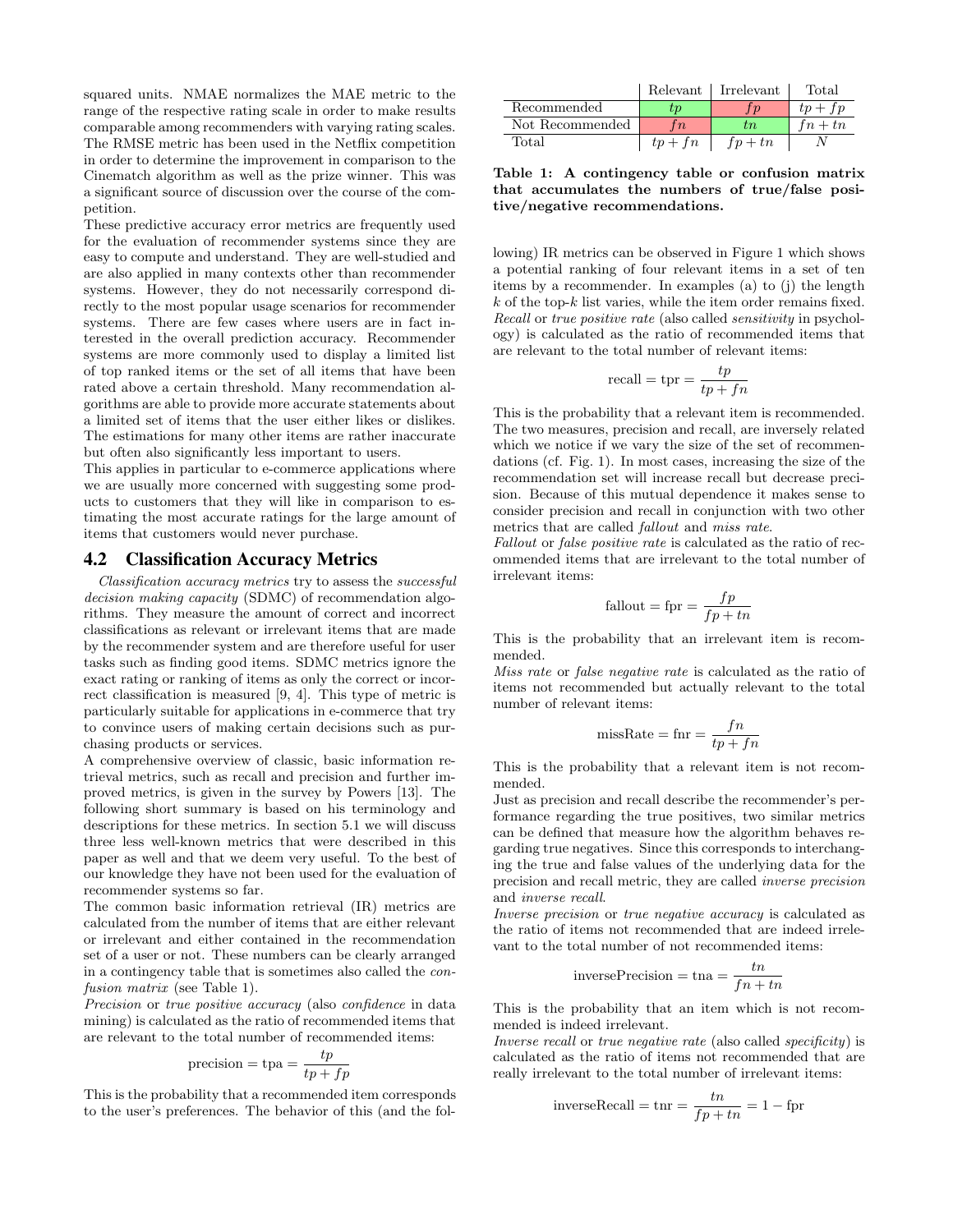squared units. NMAE normalizes the MAE metric to the range of the respective rating scale in order to make results comparable among recommenders with varying rating scales. The RMSE metric has been used in the Netflix competition in order to determine the improvement in comparison to the Cinematch algorithm as well as the prize winner. This was a significant source of discussion over the course of the competition.

These predictive accuracy error metrics are frequently used for the evaluation of recommender systems since they are easy to compute and understand. They are well-studied and are also applied in many contexts other than recommender systems. However, they do not necessarily correspond directly to the most popular usage scenarios for recommender systems. There are few cases where users are in fact interested in the overall prediction accuracy. Recommender systems are more commonly used to display a limited list of top ranked items or the set of all items that have been rated above a certain threshold. Many recommendation algorithms are able to provide more accurate statements about a limited set of items that the user either likes or dislikes. The estimations for many other items are rather inaccurate but often also significantly less important to users.

This applies in particular to e-commerce applications where we are usually more concerned with suggesting some products to customers that they will like in comparison to estimating the most accurate ratings for the large amount of items that customers would never purchase.

## 4.2 Classification Accuracy Metrics

*Classification accuracy metrics* try to assess the *successful decision making capacity* (SDMC) of recommendation algorithms. They measure the amount of correct and incorrect classifications as relevant or irrelevant items that are made by the recommender system and are therefore useful for user tasks such as finding good items. SDMC metrics ignore the exact rating or ranking of items as only the correct or incorrect classification is measured [9, 4]. This type of metric is particularly suitable for applications in e-commerce that try to convince users of making certain decisions such as purchasing products or services.

A comprehensive overview of classic, basic information retrieval metrics, such as recall and precision and further improved metrics, is given in the survey by Powers [13]. The following short summary is based on his terminology and descriptions for these metrics. In section 5.1 we will discuss three less well-known metrics that were described in this paper as well and that we deem very useful. To the best of our knowledge they have not been used for the evaluation of recommender systems so far.

The common basic information retrieval (IR) metrics are calculated from the number of items that are either relevant or irrelevant and either contained in the recommendation set of a user or not. These numbers can be clearly arranged in a contingency table that is sometimes also called the *confusion matrix* (see Table 1).

|  | Relevant | Irrelevant | Total |
|---|---|---|---|
| Recommended | $tp$ | $fp$ | $tp + fp$ |
| Not Recommended | $fn$ | $tn$ | $fn + tn$ |
| Total | $tp + fn$ | $fp + tn$ | $N$ |

**Table 1: A contingency table or confusion matrix that accumulates the numbers of true/false positive/negative recommendations.**

*Precision* or *true positive accuracy* (also *confidence* in data mining) is calculated as the ratio of recommended items that are relevant to the total number of recommended items:

$$\text{precision} = \text{tpa} = \frac{tp}{tp + fp}$$

This is the probability that a recommended item corresponds to the user's preferences. The behavior of this (and the following) IR metrics can be observed in Figure 1 which shows a potential ranking of four relevant items in a set of ten items by a recommender. In examples (a) to (j) the length $k$ of the top-$k$ list varies, while the item order remains fixed.

*Recall* or *true positive rate* (also called *sensitivity* in psychology) is calculated as the ratio of recommended items that are relevant to the total number of relevant items:

$$\text{recall} = \text{tpr} = \frac{tp}{tp + fn}$$

This is the probability that a relevant item is recommended. The two measures, precision and recall, are inversely related which we notice if we vary the size of the set of recommendations (cf. Fig. 1). In most cases, increasing the size of the recommendation set will increase recall but decrease precision. Because of this mutual dependence it makes sense to consider precision and recall in conjunction with two other metrics that are called *fallout* and *miss rate*.

*Fallout* or *false positive rate* is calculated as the ratio of recommended items that are irrelevant to the total number of irrelevant items:

$$\text{fallout} = \text{fpr} = \frac{fp}{fp + tn}$$

This is the probability that an irrelevant item is recommended.

*Miss rate* or *false negative rate* is calculated as the ratio of items not recommended but actually relevant to the total number of relevant items:

$$\text{missRate} = \text{fnr} = \frac{fn}{tp + fn}$$

This is the probability that a relevant item is not recommended.

Just as precision and recall describe the recommender's performance regarding the true positives, two similar metrics can be defined that measure how the algorithm behaves regarding true negatives. Since this corresponds to interchanging the true and false values of the underlying data for the precision and recall metric, they are called *inverse precision* and *inverse recall*.

*Inverse precision* or *true negative accuracy* is calculated as the ratio of items not recommended that are indeed irrelevant to the total number of not recommended items:

$$\text{inversePrecision} = \text{tna} = \frac{tn}{fn + tn}$$

This is the probability that an item which is not recommended is indeed irrelevant.

*Inverse recall* or *true negative rate* (also called *specificity*) is calculated as the ratio of items not recommended that are really irrelevant to the total number of irrelevant items:

$$\text{inverseRecall} = \text{tnr} = \frac{tn}{fp + tn} = 1 - \text{fpr}$$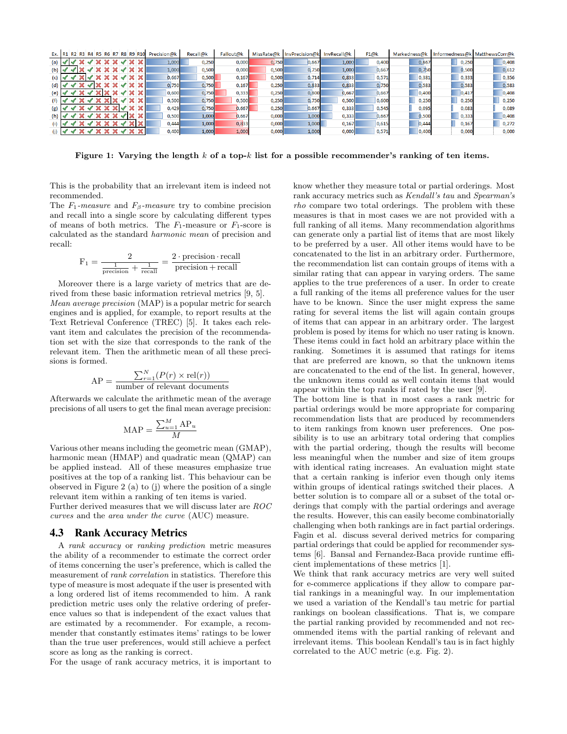| Ex. | R1 | R2 | R3 | R4 | R5 | R6 | R7 | R8 | R9 | R10 | Precision@k | Recall@k | Fallout@k | MissRate@k | InvPrecision@k | InvRecall@k | F1@k | Markedness@k | Informedness@k | MatthewsCorr@k |
|---|---|---|---|---|---|---|---|---|---|---|---|---|---|---|---|---|---|---|---|---|
| (a) | ✓ | ✓ | ✗ | ✓ | ✗ | ✗ | ✗ | ✓ | ✗ | ✗ | 1,000 | 0,250 | 0,000 | 0,750 | 0,667 | 1,000 | 0,400 | 0,667 | 0,250 | 0,408 |
| (b) | ✓ | ✓ | ✗ | ✓ | ✗ | ✗ | ✗ | ✓ | ✗ | ✗ | 1,000 | 0,500 | 0,000 | 0,500 | 0,750 | 1,000 | 0,667 | 0,750 | 0,500 | 0,612 |
| (c) | ✓ | ✓ | ✗ | ✓ | ✗ | ✗ | ✗ | ✓ | ✗ | ✗ | 0,667 | 0,500 | 0,167 | 0,500 | 0,714 | 0,833 | 0,571 | 0,381 | 0,333 | 0,356 |
| (d) | ✓ | ✓ | ✗ | ✓ | ✗ | ✗ | ✗ | ✓ | ✗ | ✗ | 0,750 | 0,750 | 0,167 | 0,250 | 0,833 | 0,833 | 0,750 | 0,583 | 0,583 | 0,583 |
| (e) | ✓ | ✓ | ✗ | ✓ | ✗ | ✗ | ✗ | ✓ | ✗ | ✗ | 0,600 | 0,750 | 0,333 | 0,250 | 0,800 | 0,667 | 0,667 | 0,400 | 0,417 | 0,408 |
| (f) | ✓ | ✓ | ✗ | ✓ | ✗ | ✗ | ✗ | ✓ | ✗ | ✗ | 0,500 | 0,750 | 0,500 | 0,250 | 0,750 | 0,500 | 0,600 | 0,250 | 0,250 | 0,250 |
| (g) | ✓ | ✓ | ✗ | ✓ | ✗ | ✗ | ✗ | ✓ | ✗ | ✗ | 0,429 | 0,750 | 0,667 | 0,250 | 0,667 | 0,333 | 0,545 | 0,095 | 0,083 | 0,089 |
| (h) | ✓ | ✓ | ✗ | ✓ | ✗ | ✗ | ✗ | ✓ | ✗ | ✗ | 0,500 | 1,000 | 0,667 | 0,000 | 1,000 | 0,333 | 0,667 | 0,500 | 0,333 | 0,408 |
| (i) | ✓ | ✓ | ✗ | ✓ | ✗ | ✗ | ✗ | ✓ | ✗ | ✗ | 0,444 | 1,000 | 0,833 | 0,000 | 1,000 | 0,167 | 0,615 | 0,444 | 0,167 | 0,272 |
| (j) | ✓ | ✓ | ✗ | ✓ | ✗ | ✗ | ✗ | ✓ | ✗ | ✗ | 0,400 | 1,000 | 1,000 | 0,000 | 1,000 | 0,000 | 0,571 | 0,400 | 0,000 | 0,000 |

**Figure 1: Varying the length $k$ of a top-$k$ list for a possible recommender's ranking of ten items.**

This is the probability that an irrelevant item is indeed not recommended.

The $F_1$-*measure* and $F_\beta$-*measure* try to combine precision and recall into a single score by calculating different types of means of both metrics. The $F_1$-measure or $F_1$-score is calculated as the standard *harmonic mean* of precision and recall:

$$\mathrm{F}_1 = \frac{2}{\frac{1}{\text{precision}} + \frac{1}{\text{recall}}} = \frac{2 \cdot \text{precision} \cdot \text{recall}}{\text{precision} + \text{recall}}$$

Moreover there is a large variety of metrics that are derived from these basic information retrieval metrics [9, 5]. *Mean average precision* (MAP) is a popular metric for search engines and is applied, for example, to report results at the Text Retrieval Conference (TREC) [5]. It takes each relevant item and calculates the precision of the recommendation set with the size that corresponds to the rank of the relevant item. Then the arithmetic mean of all these precisions is formed.

$$\mathrm{AP} = \frac{\sum_{r=1}^{N}(P(r) \times \mathrm{rel}(r))}{\text{number of relevant documents}}$$

Afterwards we calculate the arithmetic mean of the average precisions of all users to get the final mean average precision:

$$\mathrm{MAP} = \frac{\sum_{u=1}^{M} \mathrm{AP}_u}{M}$$

Various other means including the geometric mean (GMAP), harmonic mean (HMAP) and quadratic mean (QMAP) can be applied instead. All of these measures emphasize true positives at the top of a ranking list. This behaviour can be observed in Figure 2 (a) to (j) where the position of a single relevant item within a ranking of ten items is varied.

Further derived measures that we will discuss later are *ROC curves* and the *area under the curve* (AUC) measure.

### 4.3 Rank Accuracy Metrics

A *rank accuracy* or *ranking prediction* metric measures the ability of a recommender to estimate the correct order of items concerning the user's preference, which is called the measurement of *rank correlation* in statistics. Therefore this type of measure is most adequate if the user is presented with a long ordered list of items recommended to him. A rank prediction metric uses only the relative ordering of preference values so that is independent of the exact values that are estimated by a recommender. For example, a recommender that constantly estimates items' ratings to be lower than the true user preferences, would still achieve a perfect score as long as the ranking is correct.

For the usage of rank accuracy metrics, it is important to know whether they measure total or partial orderings. Most rank accuracy metrics such as *Kendall's tau* and *Spearman's rho* compare two total orderings. The problem with these measures is that in most cases we are not provided with a full ranking of all items. Many recommendation algorithms can generate only a partial list of items that are most likely to be preferred by a user. All other items would have to be concatenated to the list in an arbitrary order. Furthermore, the recommendation list can contain groups of items with a similar rating that can appear in varying orders. The same applies to the true preferences of a user. In order to create a full ranking of the items all preference values for the user have to be known. Since the user might express the same rating for several items the list will again contain groups of items that can appear in an arbitrary order. The largest problem is posed by items for which no user rating is known. These items could in fact hold an arbitrary place within the ranking. Sometimes it is assumed that ratings for items that are preferred are known, so that the unknown items are concatenated to the end of the list. In general, however, the unknown items could as well contain items that would appear within the top ranks if rated by the user [9].

The bottom line is that in most cases a rank metric for partial orderings would be more appropriate for comparing recommendation lists that are produced by recommenders to item rankings from known user preferences. One possibility is to use an arbitrary total ordering that complies with the partial ordering, though the results will become less meaningful when the number and size of item groups with identical rating increases. An evaluation might state that a certain ranking is inferior even though only items within groups of identical ratings switched their places. A better solution is to compare all or a subset of the total orderings that comply with the partial orderings and average the results. However, this can easily become combinatorially challenging when both rankings are in fact partial orderings. Fagin et al. discuss several derived metrics for comparing partial orderings that could be applied for recommender systems [6]. Bansal and Fernandez-Baca provide runtime efficient implementations of these metrics [1].

We think that rank accuracy metrics are very well suited for e-commerce applications if they allow to compare partial rankings in a meaningful way. In our implementation we used a variation of the Kendall's tau metric for partial rankings on boolean classifications. That is, we compare the partial ranking provided by recommended and not recommended items with the partial ranking of relevant and irrelevant items. This boolean Kendall's tau is in fact highly correlated to the AUC metric (e.g. Fig. 2).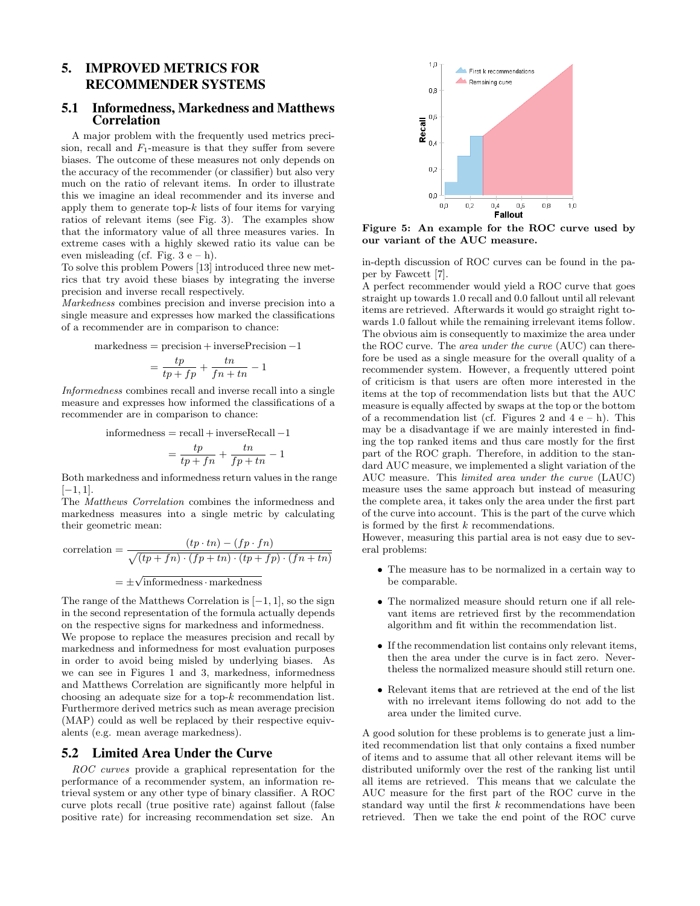## 5. IMPROVED METRICS FOR RECOMMENDER SYSTEMS

### 5.1 Informedness, Markedness and Matthews Correlation

A major problem with the frequently used metrics precision, recall and $F_1$-measure is that they suffer from severe biases. The outcome of these measures not only depends on the accuracy of the recommender (or classifier) but also very much on the ratio of relevant items. In order to illustrate this we imagine an ideal recommender and its inverse and apply them to generate top-$k$ lists of four items for varying ratios of relevant items (see Fig. 3). The examples show that the informatory value of all three measures varies. In extreme cases with a highly skewed ratio its value can be even misleading (cf. Fig. 3 e – h).

To solve this problem Powers [13] introduced three new metrics that try avoid these biases by integrating the inverse precision and inverse recall respectively.

*Markedness* combines precision and inverse precision into a single measure and expresses how marked the classifications of a recommender are in comparison to chance:

$$\text{markedness} = \text{precision} + \text{inversePrecision} - 1$$
$$= \frac{tp}{tp + fp} + \frac{tn}{fn + tn} - 1$$

*Informedness* combines recall and inverse recall into a single measure and expresses how informed the classifications of a recommender are in comparison to chance:

$$\text{informedness} = \text{recall} + \text{inverseRecall} - 1$$
$$= \frac{tp}{tp + fn} + \frac{tn}{fp + tn} - 1$$

Both markedness and informedness return values in the range $[-1, 1]$.

The *Matthews Correlation* combines the informedness and markedness measures into a single metric by calculating their geometric mean:

$$\text{correlation} = \frac{(tp \cdot tn) - (fp \cdot fn)}{\sqrt{(tp + fn) \cdot (fp + tn) \cdot (tp + fp) \cdot (fn + tn)}}$$
$$= \pm\sqrt{\text{informedness} \cdot \text{markedness}}$$

The range of the Matthews Correlation is $[-1, 1]$, so the sign in the second representation of the formula actually depends on the respective signs for markedness and informedness.

We propose to replace the measures precision and recall by markedness and informedness for most evaluation purposes in order to avoid being misled by underlying biases. As we can see in Figures 1 and 3, markedness, informedness and Matthews Correlation are significantly more helpful in choosing an adequate size for a top-$k$ recommendation list. Furthermore derived metrics such as mean average precision (MAP) could as well be replaced by their respective equivalents (e.g. mean average markedness).

### 5.2 Limited Area Under the Curve

*ROC curves* provide a graphical representation for the performance of a recommender system, an information retrieval system or any other type of binary classifier. A ROC curve plots recall (true positive rate) against fallout (false positive rate) for increasing recommendation set size. An in-depth discussion of ROC curves can be found in the paper by Fawcett [7].

**Figure 5: An example for the ROC curve used by our variant of the AUC measure.**

A perfect recommender would yield a ROC curve that goes straight up towards 1.0 recall and 0.0 fallout until all relevant items are retrieved. Afterwards it would go straight right towards 1.0 fallout while the remaining irrelevant items follow. The obvious aim is consequently to maximize the area under the ROC curve. The *area under the curve* (AUC) can therefore be used as a single measure for the overall quality of a recommender system. However, a frequently uttered point of criticism is that users are often more interested in the items at the top of recommendation lists but that the AUC measure is equally affected by swaps at the top or the bottom of a recommendation list (cf. Figures 2 and 4 e – h). This may be a disadvantage if we are mainly interested in finding the top ranked items and thus care mostly for the first part of the ROC graph. Therefore, in addition to the standard AUC measure, we implemented a slight variation of the AUC measure. This *limited area under the curve* (LAUC) measure uses the same approach but instead of measuring the complete area, it takes only the area under the first part of the curve into account. This is the part of the curve which is formed by the first $k$ recommendations.

However, measuring this partial area is not easy due to several problems:

- The measure has to be normalized in a certain way to be comparable.
- The normalized measure should return one if all relevant items are retrieved first by the recommendation algorithm and fit within the recommendation list.
- If the recommendation list contains only relevant items, then the area under the curve is in fact zero. Nevertheless the normalized measure should still return one.
- Relevant items that are retrieved at the end of the list with no irrelevant items following do not add to the area under the limited curve.

A good solution for these problems is to generate just a limited recommendation list that only contains a fixed number of items and to assume that all other relevant items will be distributed uniformly over the rest of the ranking list until all items are retrieved. This means that we calculate the AUC measure for the first part of the ROC curve in the standard way until the first $k$ recommendations have been retrieved. Then we take the end point of the ROC curve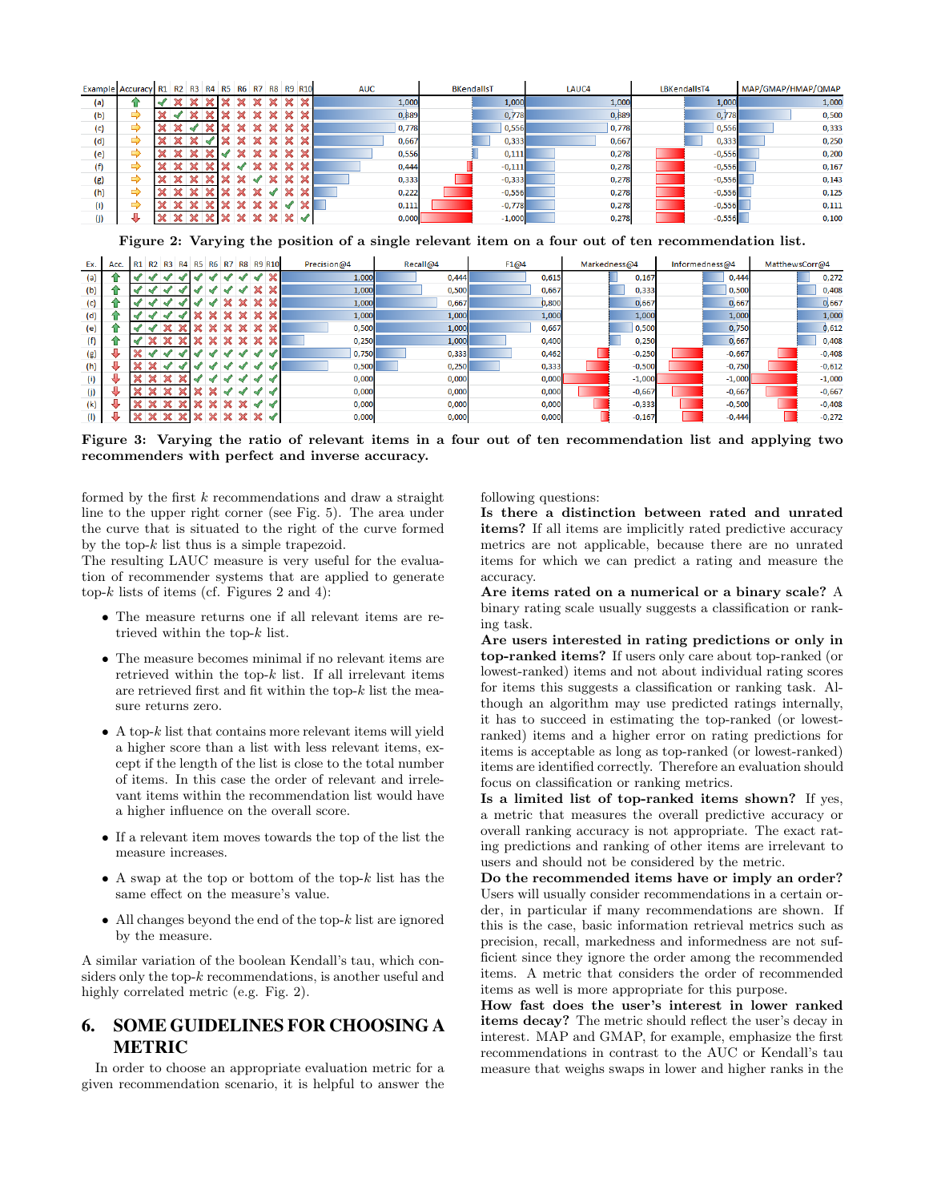| Example | Accuracy | R1 | R2 | R3 | R4 | R5 | R6 | R7 | R8 | R9 | R10 | AUC | BKendallsT | LAUC4 | LBKendallsT4 | MAP/GMAP/HMAP/QMAP |
|---|---|---|---|---|---|---|---|---|---|---|---|---|---|---|---|---|
| (a) | ⇧ | ✓ | ✗ | ✗ | ✗ | ✗ | ✗ | ✗ | ✗ | ✗ | ✗ | 1,000 | 1,000 | 1,000 | 1,000 | 1,000 |
| (b) | ⇨ | ✗ | ✓ | ✗ | ✗ | ✗ | ✗ | ✗ | ✗ | ✗ | ✗ | 0,889 | 0,778 | 0,889 | 0,778 | 0,500 |
| (c) | ⇨ | ✗ | ✗ | ✓ | ✗ | ✗ | ✗ | ✗ | ✗ | ✗ | ✗ | 0,778 | 0,556 | 0,778 | 0,556 | 0,333 |
| (d) | ⇨ | ✗ | ✗ | ✗ | ✓ | ✗ | ✗ | ✗ | ✗ | ✗ | ✗ | 0,667 | 0,333 | 0,667 | 0,333 | 0,250 |
| (e) | ⇨ | ✗ | ✗ | ✗ | ✗ | ✓ | ✗ | ✗ | ✗ | ✗ | ✗ | 0,556 | 0,111 | 0,278 | -0,556 | 0,200 |
| (f) | ⇨ | ✗ | ✗ | ✗ | ✗ | ✗ | ✓ | ✗ | ✗ | ✗ | ✗ | 0,444 | -0,111 | 0,278 | -0,556 | 0,167 |
| (g) | ⇨ | ✗ | ✗ | ✗ | ✗ | ✗ | ✗ | ✓ | ✗ | ✗ | ✗ | 0,333 | -0,333 | 0,278 | -0,556 | 0,143 |
| (h) | ⇨ | ✗ | ✗ | ✗ | ✗ | ✗ | ✗ | ✗ | ✓ | ✗ | ✗ | 0,222 | -0,556 | 0,278 | -0,556 | 0,125 |
| (i) | ⇨ | ✗ | ✗ | ✗ | ✗ | ✗ | ✗ | ✗ | ✗ | ✓ | ✗ | 0,111 | -0,778 | 0,278 | -0,556 | 0,111 |
| (j) | ⇩ | ✗ | ✗ | ✗ | ✗ | ✗ | ✗ | ✗ | ✗ | ✗ | ✓ | 0,000 | -1,000 | 0,278 | -0,556 | 0,100 |

**Figure 2: Varying the position of a single relevant item on a four out of ten recommendation list.**

| Ex. | Acc. | R1 | R2 | R3 | R4 | R5 | R6 | R7 | R8 | R9 | R10 | Precision@4 | Recall@4 | F1@4 | Markedness@4 | Informedness@4 | MatthewsCorr@4 |
|---|---|---|---|---|---|---|---|---|---|---|---|---|---|---|---|---|---|
| (a) | ⇧ | ✓ | ✓ | ✓ | ✓ | ✓ | ✓ | ✓ | ✓ | ✓ | ✗ | 1,000 | 0,444 | 0,615 | 0,167 | 0,444 | 0,272 |
| (b) | ⇧ | ✓ | ✓ | ✓ | ✓ | ✓ | ✓ | ✓ | ✓ | ✗ | ✗ | 1,000 | 0,500 | 0,667 | 0,333 | 0,500 | 0,408 |
| (c) | ⇧ | ✓ | ✓ | ✓ | ✓ | ✓ | ✓ | ✗ | ✗ | ✗ | ✗ | 1,000 | 0,667 | 0,800 | 0,667 | 0,667 | 0,667 |
| (d) | ⇧ | ✓ | ✓ | ✓ | ✓ | ✗ | ✗ | ✗ | ✗ | ✗ | ✗ | 1,000 | 1,000 | 1,000 | 1,000 | 1,000 | 1,000 |
| (e) | ⇧ | ✓ | ✓ | ✗ | ✗ | ✗ | ✗ | ✗ | ✗ | ✗ | ✗ | 0,500 | 1,000 | 0,667 | 0,500 | 0,750 | 0,612 |
| (f) | ⇧ | ✓ | ✗ | ✗ | ✗ | ✗ | ✗ | ✗ | ✗ | ✗ | ✗ | 0,250 | 1,000 | 0,400 | 0,250 | 0,667 | 0,408 |
| (g) | ⇩ | ✗ | ✓ | ✓ | ✓ | ✓ | ✓ | ✓ | ✓ | ✓ | ✓ | 0,750 | 0,333 | 0,462 | -0,250 | -0,667 | -0,408 |
| (h) | ⇩ | ✗ | ✗ | ✓ | ✓ | ✓ | ✓ | ✓ | ✓ | ✓ | ✓ | 0,500 | 0,250 | 0,333 | -0,500 | -0,750 | -0,612 |
| (i) | ⇩ | ✗ | ✗ | ✗ | ✗ | ✓ | ✓ | ✓ | ✓ | ✓ | ✓ | 0,000 | 0,000 | 0,000 | -1,000 | -1,000 | -1,000 |
| (j) | ⇩ | ✗ | ✗ | ✗ | ✗ | ✗ | ✗ | ✓ | ✓ | ✓ | ✓ | 0,000 | 0,000 | 0,000 | -0,667 | -0,667 | -0,667 |
| (k) | ⇩ | ✗ | ✗ | ✗ | ✗ | ✗ | ✗ | ✗ | ✗ | ✓ | ✓ | 0,000 | 0,000 | 0,000 | -0,333 | -0,500 | -0,408 |
| (l) | ⇩ | ✗ | ✗ | ✗ | ✗ | ✗ | ✗ | ✗ | ✗ | ✗ | ✓ | 0,000 | 0,000 | 0,000 | -0,167 | -0,444 | -0,272 |

**Figure 3: Varying the ratio of relevant items in a four out of ten recommendation list and applying two recommenders with perfect and inverse accuracy.**

formed by the first $k$ recommendations and draw a straight line to the upper right corner (see Fig. 5). The area under the curve that is situated to the right of the curve formed by the top-$k$ list thus is a simple trapezoid.

The resulting LAUC measure is very useful for the evaluation of recommender systems that are applied to generate top-$k$ lists of items (cf. Figures 2 and 4):

- The measure returns one if all relevant items are retrieved within the top-$k$ list.
- The measure becomes minimal if no relevant items are retrieved within the top-$k$ list. If all irrelevant items are retrieved first and fit within the top-$k$ list the measure returns zero.
- A top-$k$ list that contains more relevant items will yield a higher score than a list with less relevant items, except if the length of the list is close to the total number of items. In this case the order of relevant and irrelevant items within the recommendation list would have a higher influence on the overall score.
- If a relevant item moves towards the top of the list the measure increases.
- A swap at the top or bottom of the top-$k$ list has the same effect on the measure's value.
- All changes beyond the end of the top-$k$ list are ignored by the measure.

A similar variation of the boolean Kendall's tau, which considers only the top-$k$ recommendations, is another useful and highly correlated metric (e.g. Fig. 2).

## 6. SOME GUIDELINES FOR CHOOSING A METRIC

In order to choose an appropriate evaluation metric for a given recommendation scenario, it is helpful to answer the following questions:

**Is there a distinction between rated and unrated items?** If all items are implicitly rated predictive accuracy metrics are not applicable, because there are no unrated items for which we can predict a rating and measure the accuracy.

**Are items rated on a numerical or a binary scale?** A binary rating scale usually suggests a classification or ranking task.

**Are users interested in rating predictions or only in top-ranked items?** If users only care about top-ranked (or lowest-ranked) items and not about individual rating scores for items this suggests a classification or ranking task. Although an algorithm may use predicted ratings internally, it has to succeed in estimating the top-ranked (or lowest-ranked) items and a higher error on rating predictions for items is acceptable as long as top-ranked (or lowest-ranked) items are identified correctly. Therefore an evaluation should focus on classification or ranking metrics.

**Is a limited list of top-ranked items shown?** If yes, a metric that measures the overall predictive accuracy or overall ranking accuracy is not appropriate. The exact rating predictions and ranking of other items are irrelevant to users and should not be considered by the metric.

**Do the recommended items have or imply an order?** Users will usually consider recommendations in a certain order, in particular if many recommendations are shown. If this is the case, basic information retrieval metrics such as precision, recall, markedness and informedness are not sufficient since they ignore the order among the recommended items. A metric that considers the order of recommended items as well is more appropriate for this purpose.

**How fast does the user's interest in lower ranked items decay?** The metric should reflect the user's decay in interest. MAP and GMAP, for example, emphasize the first recommendations in contrast to the AUC or Kendall's tau measure that weighs swaps in lower and higher ranks in the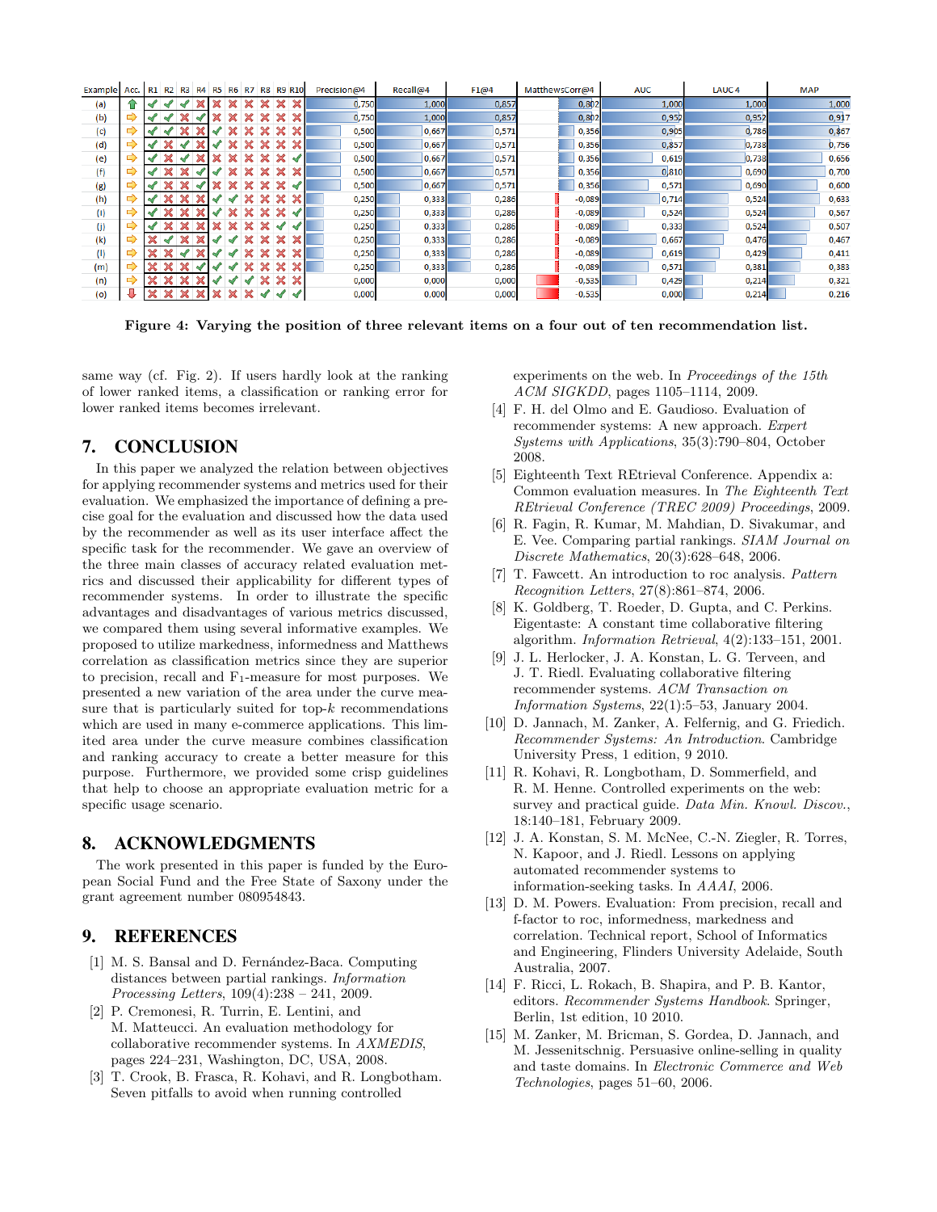| Example | Acc. | R1 | R2 | R3 | R4 | R5 | R6 | R7 | R8 | R9 | R10 | Precision@4 | Recall@4 | F1@4 | MatthewsCorr@4 | AUC | LAUC 4 | MAP |
|---|---|---|---|---|---|---|---|---|---|---|---|---|---|---|---|---|---|---|
| (a) | ↑ | ✓ | ✓ | ✓ | ✗ | ✗ | ✗ | ✗ | ✗ | ✗ | ✗ | 0,750 | 1,000 | 0,857 | 0,802 | 1,000 | 1,000 | 1,000 |
| (b) | → | ✓ | ✓ | ✗ | ✓ | ✗ | ✗ | ✗ | ✗ | ✗ | ✗ | 0,750 | 1,000 | 0,857 | 0,802 | 0,952 | 0,952 | 0,917 |
| (c) | → | ✓ | ✓ | ✗ | ✗ | ✓ | ✗ | ✗ | ✗ | ✗ | ✗ | 0,500 | 0,667 | 0,571 | 0,356 | 0,905 | 0,786 | 0,867 |
| (d) | → | ✓ | ✗ | ✓ | ✗ | ✓ | ✗ | ✗ | ✗ | ✗ | ✗ | 0,500 | 0,667 | 0,571 | 0,356 | 0,857 | 0,738 | 0,756 |
| (e) | → | ✓ | ✗ | ✓ | ✗ | ✗ | ✗ | ✗ | ✗ | ✗ | ✓ | 0,500 | 0,667 | 0,571 | 0,356 | 0,619 | 0,738 | 0,656 |
| (f) | → | ✓ | ✗ | ✗ | ✓ | ✓ | ✗ | ✗ | ✗ | ✗ | ✗ | 0,500 | 0,667 | 0,571 | 0,356 | 0,810 | 0,690 | 0,700 |
| (g) | → | ✓ | ✗ | ✗ | ✓ | ✗ | ✗ | ✗ | ✗ | ✗ | ✓ | 0,500 | 0,667 | 0,571 | 0,356 | 0,571 | 0,690 | 0,600 |
| (h) | → | ✓ | ✗ | ✗ | ✗ | ✓ | ✓ | ✗ | ✗ | ✗ | ✗ | 0,250 | 0,333 | 0,286 | -0,089 | 0,714 | 0,524 | 0,633 |
| (i) | → | ✓ | ✗ | ✗ | ✗ | ✓ | ✗ | ✗ | ✗ | ✗ | ✓ | 0,250 | 0,333 | 0,286 | -0,089 | 0,524 | 0,524 | 0,567 |
| (j) | → | ✓ | ✗ | ✗ | ✗ | ✗ | ✗ | ✗ | ✗ | ✓ | ✓ | 0,250 | 0,333 | 0,286 | -0,089 | 0,333 | 0,524 | 0,507 |
| (k) | → | ✗ | ✓ | ✗ | ✗ | ✓ | ✓ | ✗ | ✗ | ✗ | ✗ | 0,250 | 0,333 | 0,286 | -0,089 | 0,667 | 0,476 | 0,467 |
| (l) | → | ✗ | ✗ | ✓ | ✗ | ✓ | ✓ | ✗ | ✗ | ✗ | ✗ | 0,250 | 0,333 | 0,286 | -0,089 | 0,619 | 0,429 | 0,411 |
| (m) | → | ✗ | ✗ | ✗ | ✓ | ✓ | ✓ | ✗ | ✗ | ✗ | ✗ | 0,250 | 0,333 | 0,286 | -0,089 | 0,571 | 0,381 | 0,383 |
| (n) | → | ✗ | ✗ | ✗ | ✗ | ✓ | ✓ | ✓ | ✗ | ✗ | ✗ | 0,000 | 0,000 | 0,000 | -0,535 | 0,429 | 0,214 | 0,321 |
| (o) | ↓ | ✗ | ✗ | ✗ | ✗ | ✗ | ✗ | ✗ | ✓ | ✓ | ✓ | 0,000 | 0,000 | 0,000 | -0,535 | 0,000 | 0,214 | 0,216 |

**Figure 4: Varying the position of three relevant items on a four out of ten recommendation list.**

same way (cf. Fig. 2). If users hardly look at the ranking of lower ranked items, a classification or ranking error for lower ranked items becomes irrelevant.

## 7. CONCLUSION

In this paper we analyzed the relation between objectives for applying recommender systems and metrics used for their evaluation. We emphasized the importance of defining a precise goal for the evaluation and discussed how the data used by the recommender as well as its user interface affect the specific task for the recommender. We gave an overview of the three main classes of accuracy related evaluation metrics and discussed their applicability for different types of recommender systems. In order to illustrate the specific advantages and disadvantages of various metrics discussed, we compared them using several informative examples. We proposed to utilize markedness, informedness and Matthews correlation as classification metrics since they are superior to precision, recall and $F_1$-measure for most purposes. We presented a new variation of the area under the curve measure that is particularly suited for top-$k$ recommendations which are used in many e-commerce applications. This limited area under the curve measure combines classification and ranking accuracy to create a better measure for this purpose. Furthermore, we provided some crisp guidelines that help to choose an appropriate evaluation metric for a specific usage scenario.

## 8. ACKNOWLEDGMENTS

The work presented in this paper is funded by the European Social Fund and the Free State of Saxony under the grant agreement number 080954843.

## 9. REFERENCES

[1] M. S. Bansal and D. Fernández-Baca. Computing distances between partial rankings. *Information Processing Letters*, 109(4):238 – 241, 2009.

[2] P. Cremonesi, R. Turrin, E. Lentini, and M. Matteucci. An evaluation methodology for collaborative recommender systems. In *AXMEDIS*, pages 224–231, Washington, DC, USA, 2008.

[3] T. Crook, B. Frasca, R. Kohavi, and R. Longbotham. Seven pitfalls to avoid when running controlled experiments on the web. In *Proceedings of the 15th ACM SIGKDD*, pages 1105–1114, 2009.

[4] F. H. del Olmo and E. Gaudioso. Evaluation of recommender systems: A new approach. *Expert Systems with Applications*, 35(3):790–804, October 2008.

[5] Eighteenth Text REtrieval Conference. Appendix a: Common evaluation measures. In *The Eighteenth Text REtrieval Conference (TREC 2009) Proceedings*, 2009.

[6] R. Fagin, R. Kumar, M. Mahdian, D. Sivakumar, and E. Vee. Comparing partial rankings. *SIAM Journal on Discrete Mathematics*, 20(3):628–648, 2006.

[7] T. Fawcett. An introduction to roc analysis. *Pattern Recognition Letters*, 27(8):861–874, 2006.

[8] K. Goldberg, T. Roeder, D. Gupta, and C. Perkins. Eigentaste: A constant time collaborative filtering algorithm. *Information Retrieval*, 4(2):133–151, 2001.

[9] J. L. Herlocker, J. A. Konstan, L. G. Terveen, and J. T. Riedl. Evaluating collaborative filtering recommender systems. *ACM Transaction on Information Systems*, 22(1):5–53, January 2004.

[10] D. Jannach, M. Zanker, A. Felfernig, and G. Friedich. *Recommender Systems: An Introduction*. Cambridge University Press, 1 edition, 9 2010.

[11] R. Kohavi, R. Longbotham, D. Sommerfield, and R. M. Henne. Controlled experiments on the web: survey and practical guide. *Data Min. Knowl. Discov.*, 18:140–181, February 2009.

[12] J. A. Konstan, S. M. McNee, C.-N. Ziegler, R. Torres, N. Kapoor, and J. Riedl. Lessons on applying automated recommender systems to information-seeking tasks. In *AAAI*, 2006.

[13] D. M. Powers. Evaluation: From precision, recall and f-factor to roc, informedness, markedness and correlation. Technical report, School of Informatics and Engineering, Flinders University Adelaide, South Australia, 2007.

[14] F. Ricci, L. Rokach, B. Shapira, and P. B. Kantor, editors. *Recommender Systems Handbook*. Springer, Berlin, 1st edition, 10 2010.

[15] M. Zanker, M. Bricman, S. Gordea, D. Jannach, and M. Jessenitschnig. Persuasive online-selling in quality and taste domains. In *Electronic Commerce and Web Technologies*, pages 51–60, 2006.